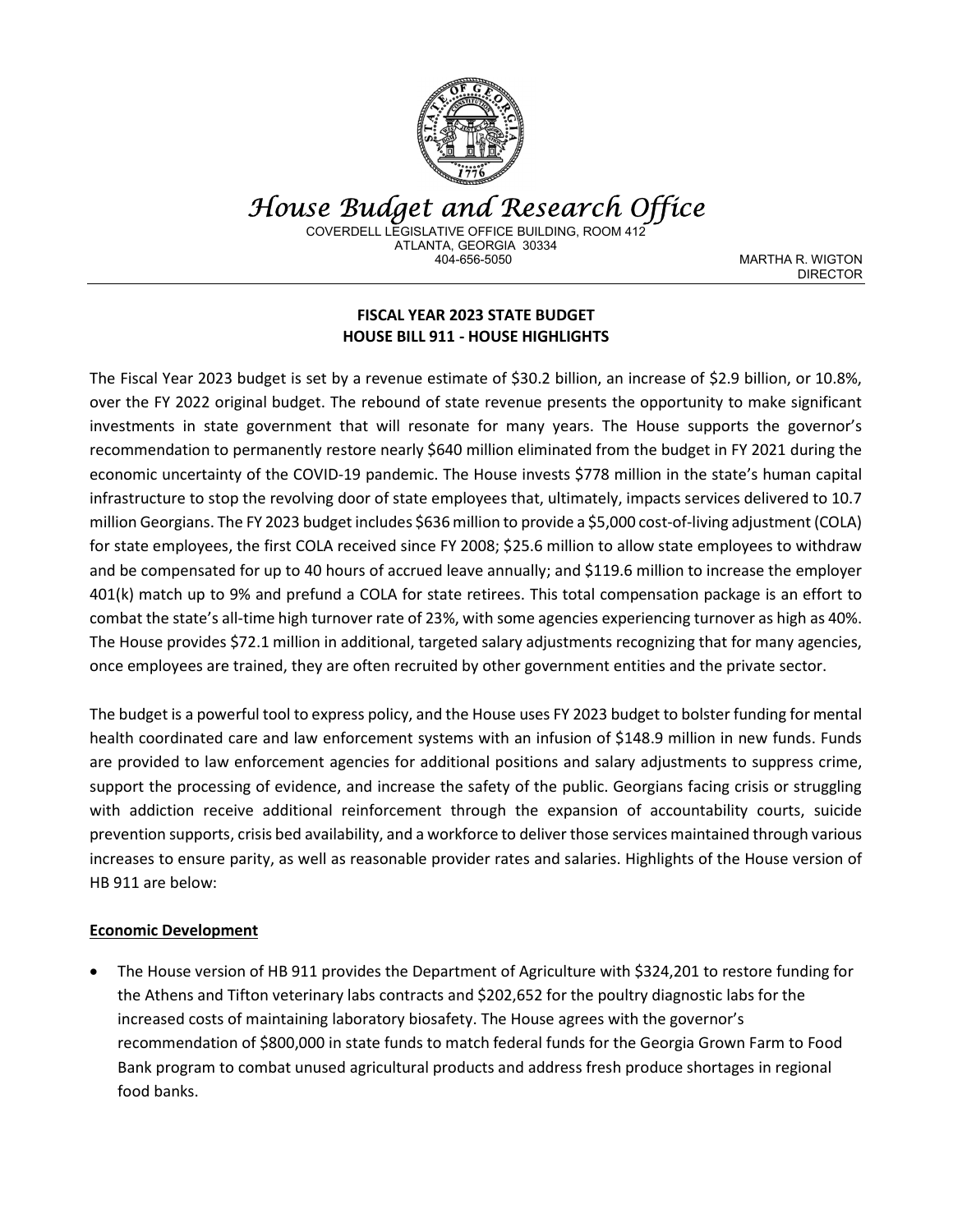# House Budget and Research Office

COVERDELL LEGISLATIVE OFFICE BUILDING, ROOM 412
ATLANTA, GEORGIA 30334
404-656-5050

MARTHA R. WIGTON
DIRECTOR

## FISCAL YEAR 2023 STATE BUDGET
## HOUSE BILL 911 - HOUSE HIGHLIGHTS

The Fiscal Year 2023 budget is set by a revenue estimate of $30.2 billion, an increase of $2.9 billion, or 10.8%, over the FY 2022 original budget. The rebound of state revenue presents the opportunity to make significant investments in state government that will resonate for many years. The House supports the governor's recommendation to permanently restore nearly $640 million eliminated from the budget in FY 2021 during the economic uncertainty of the COVID-19 pandemic. The House invests $778 million in the state's human capital infrastructure to stop the revolving door of state employees that, ultimately, impacts services delivered to 10.7 million Georgians. The FY 2023 budget includes $636 million to provide a $5,000 cost-of-living adjustment (COLA) for state employees, the first COLA received since FY 2008; $25.6 million to allow state employees to withdraw and be compensated for up to 40 hours of accrued leave annually; and $119.6 million to increase the employer 401(k) match up to 9% and prefund a COLA for state retirees. This total compensation package is an effort to combat the state's all-time high turnover rate of 23%, with some agencies experiencing turnover as high as 40%. The House provides $72.1 million in additional, targeted salary adjustments recognizing that for many agencies, once employees are trained, they are often recruited by other government entities and the private sector.

The budget is a powerful tool to express policy, and the House uses FY 2023 budget to bolster funding for mental health coordinated care and law enforcement systems with an infusion of $148.9 million in new funds. Funds are provided to law enforcement agencies for additional positions and salary adjustments to suppress crime, support the processing of evidence, and increase the safety of the public. Georgians facing crisis or struggling with addiction receive additional reinforcement through the expansion of accountability courts, suicide prevention supports, crisis bed availability, and a workforce to deliver those services maintained through various increases to ensure parity, as well as reasonable provider rates and salaries. Highlights of the House version of HB 911 are below:

### Economic Development

- The House version of HB 911 provides the Department of Agriculture with $324,201 to restore funding for the Athens and Tifton veterinary labs contracts and $202,652 for the poultry diagnostic labs for the increased costs of maintaining laboratory biosafety. The House agrees with the governor's recommendation of $800,000 in state funds to match federal funds for the Georgia Grown Farm to Food Bank program to combat unused agricultural products and address fresh produce shortages in regional food banks.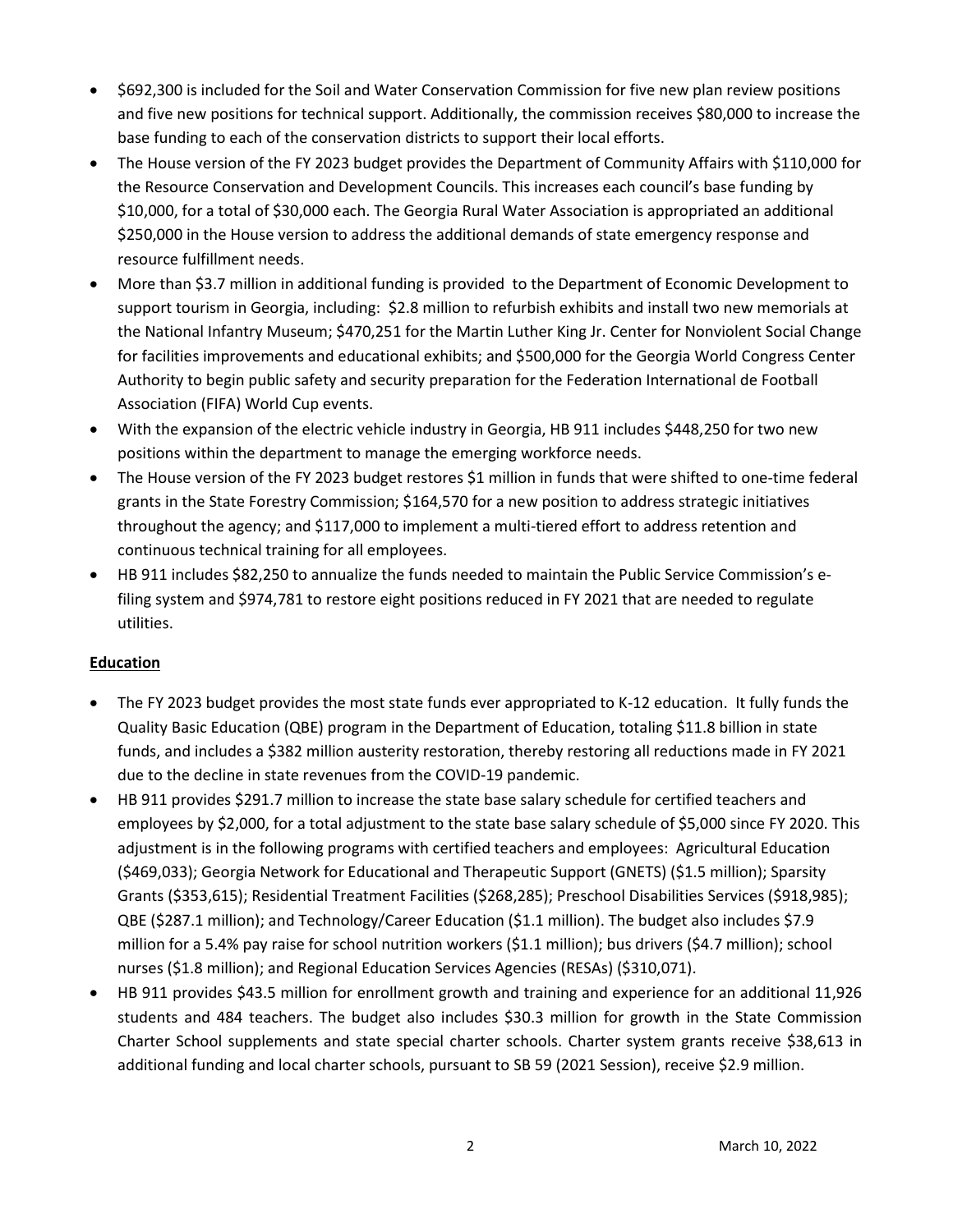- $692,300 is included for the Soil and Water Conservation Commission for five new plan review positions and five new positions for technical support. Additionally, the commission receives $80,000 to increase the base funding to each of the conservation districts to support their local efforts.
- The House version of the FY 2023 budget provides the Department of Community Affairs with $110,000 for the Resource Conservation and Development Councils. This increases each council's base funding by $10,000, for a total of $30,000 each. The Georgia Rural Water Association is appropriated an additional $250,000 in the House version to address the additional demands of state emergency response and resource fulfillment needs.
- More than $3.7 million in additional funding is provided to the Department of Economic Development to support tourism in Georgia, including: $2.8 million to refurbish exhibits and install two new memorials at the National Infantry Museum; $470,251 for the Martin Luther King Jr. Center for Nonviolent Social Change for facilities improvements and educational exhibits; and $500,000 for the Georgia World Congress Center Authority to begin public safety and security preparation for the Federation International de Football Association (FIFA) World Cup events.
- With the expansion of the electric vehicle industry in Georgia, HB 911 includes $448,250 for two new positions within the department to manage the emerging workforce needs.
- The House version of the FY 2023 budget restores $1 million in funds that were shifted to one-time federal grants in the State Forestry Commission; $164,570 for a new position to address strategic initiatives throughout the agency; and $117,000 to implement a multi-tiered effort to address retention and continuous technical training for all employees.
- HB 911 includes $82,250 to annualize the funds needed to maintain the Public Service Commission's e-filing system and $974,781 to restore eight positions reduced in FY 2021 that are needed to regulate utilities.

**Education**

- The FY 2023 budget provides the most state funds ever appropriated to K-12 education. It fully funds the Quality Basic Education (QBE) program in the Department of Education, totaling $11.8 billion in state funds, and includes a $382 million austerity restoration, thereby restoring all reductions made in FY 2021 due to the decline in state revenues from the COVID-19 pandemic.
- HB 911 provides $291.7 million to increase the state base salary schedule for certified teachers and employees by $2,000, for a total adjustment to the state base salary schedule of $5,000 since FY 2020. This adjustment is in the following programs with certified teachers and employees: Agricultural Education ($469,033); Georgia Network for Educational and Therapeutic Support (GNETS) ($1.5 million); Sparsity Grants ($353,615); Residential Treatment Facilities ($268,285); Preschool Disabilities Services ($918,985); QBE ($287.1 million); and Technology/Career Education ($1.1 million). The budget also includes $7.9 million for a 5.4% pay raise for school nutrition workers ($1.1 million); bus drivers ($4.7 million); school nurses ($1.8 million); and Regional Education Services Agencies (RESAs) ($310,071).
- HB 911 provides $43.5 million for enrollment growth and training and experience for an additional 11,926 students and 484 teachers. The budget also includes $30.3 million for growth in the State Commission Charter School supplements and state special charter schools. Charter system grants receive $38,613 in additional funding and local charter schools, pursuant to SB 59 (2021 Session), receive $2.9 million.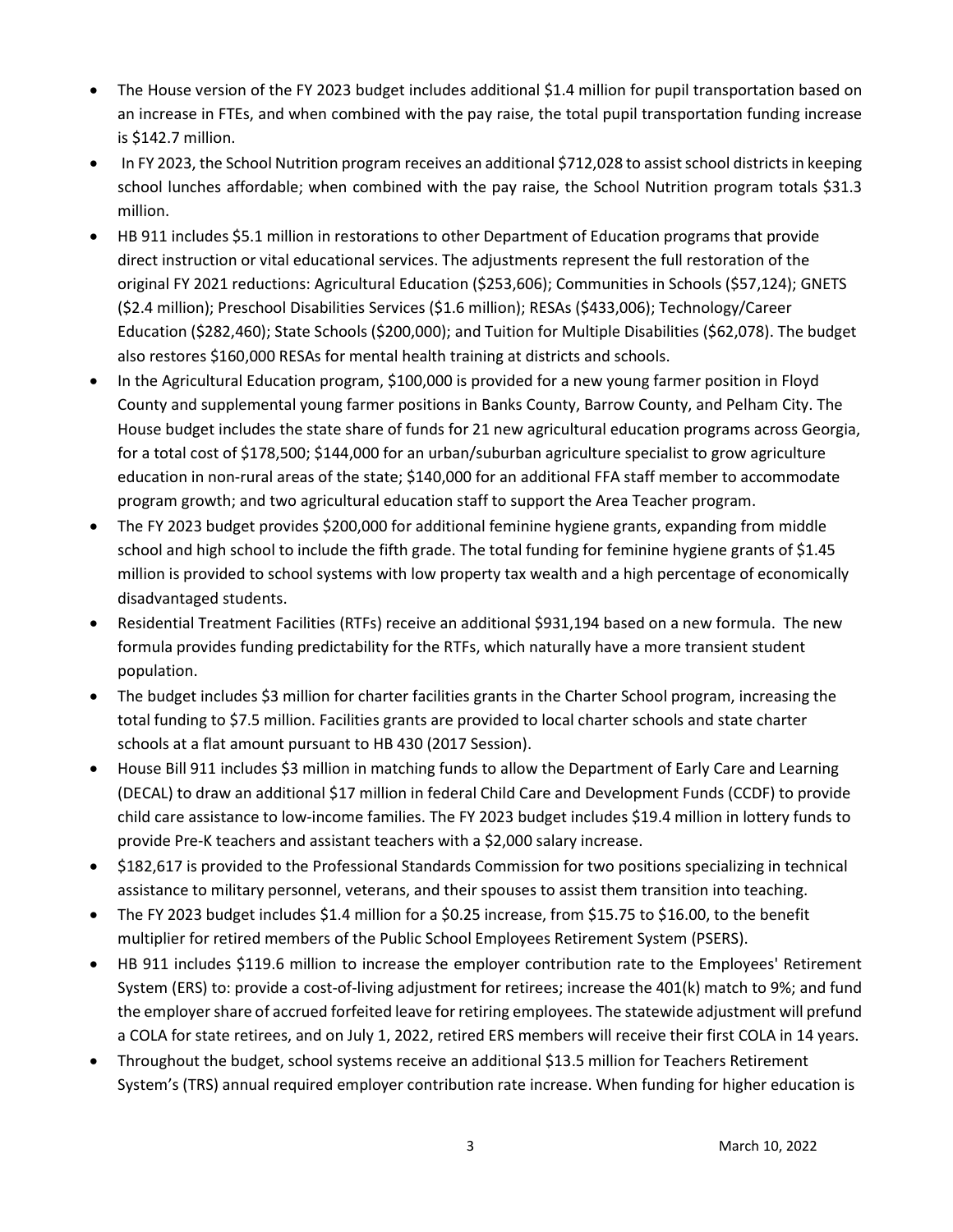- The House version of the FY 2023 budget includes additional $1.4 million for pupil transportation based on an increase in FTEs, and when combined with the pay raise, the total pupil transportation funding increase is $142.7 million.
- In FY 2023, the School Nutrition program receives an additional $712,028 to assist school districts in keeping school lunches affordable; when combined with the pay raise, the School Nutrition program totals $31.3 million.
- HB 911 includes $5.1 million in restorations to other Department of Education programs that provide direct instruction or vital educational services. The adjustments represent the full restoration of the original FY 2021 reductions: Agricultural Education ($253,606); Communities in Schools ($57,124); GNETS ($2.4 million); Preschool Disabilities Services ($1.6 million); RESAs ($433,006); Technology/Career Education ($282,460); State Schools ($200,000); and Tuition for Multiple Disabilities ($62,078). The budget also restores $160,000 RESAs for mental health training at districts and schools.
- In the Agricultural Education program, $100,000 is provided for a new young farmer position in Floyd County and supplemental young farmer positions in Banks County, Barrow County, and Pelham City. The House budget includes the state share of funds for 21 new agricultural education programs across Georgia, for a total cost of $178,500; $144,000 for an urban/suburban agriculture specialist to grow agriculture education in non-rural areas of the state; $140,000 for an additional FFA staff member to accommodate program growth; and two agricultural education staff to support the Area Teacher program.
- The FY 2023 budget provides $200,000 for additional feminine hygiene grants, expanding from middle school and high school to include the fifth grade. The total funding for feminine hygiene grants of $1.45 million is provided to school systems with low property tax wealth and a high percentage of economically disadvantaged students.
- Residential Treatment Facilities (RTFs) receive an additional $931,194 based on a new formula. The new formula provides funding predictability for the RTFs, which naturally have a more transient student population.
- The budget includes $3 million for charter facilities grants in the Charter School program, increasing the total funding to $7.5 million. Facilities grants are provided to local charter schools and state charter schools at a flat amount pursuant to HB 430 (2017 Session).
- House Bill 911 includes $3 million in matching funds to allow the Department of Early Care and Learning (DECAL) to draw an additional $17 million in federal Child Care and Development Funds (CCDF) to provide child care assistance to low-income families. The FY 2023 budget includes $19.4 million in lottery funds to provide Pre-K teachers and assistant teachers with a $2,000 salary increase.
- $182,617 is provided to the Professional Standards Commission for two positions specializing in technical assistance to military personnel, veterans, and their spouses to assist them transition into teaching.
- The FY 2023 budget includes $1.4 million for a $0.25 increase, from $15.75 to $16.00, to the benefit multiplier for retired members of the Public School Employees Retirement System (PSERS).
- HB 911 includes $119.6 million to increase the employer contribution rate to the Employees' Retirement System (ERS) to: provide a cost-of-living adjustment for retirees; increase the 401(k) match to 9%; and fund the employer share of accrued forfeited leave for retiring employees. The statewide adjustment will prefund a COLA for state retirees, and on July 1, 2022, retired ERS members will receive their first COLA in 14 years.
- Throughout the budget, school systems receive an additional $13.5 million for Teachers Retirement System's (TRS) annual required employer contribution rate increase. When funding for higher education is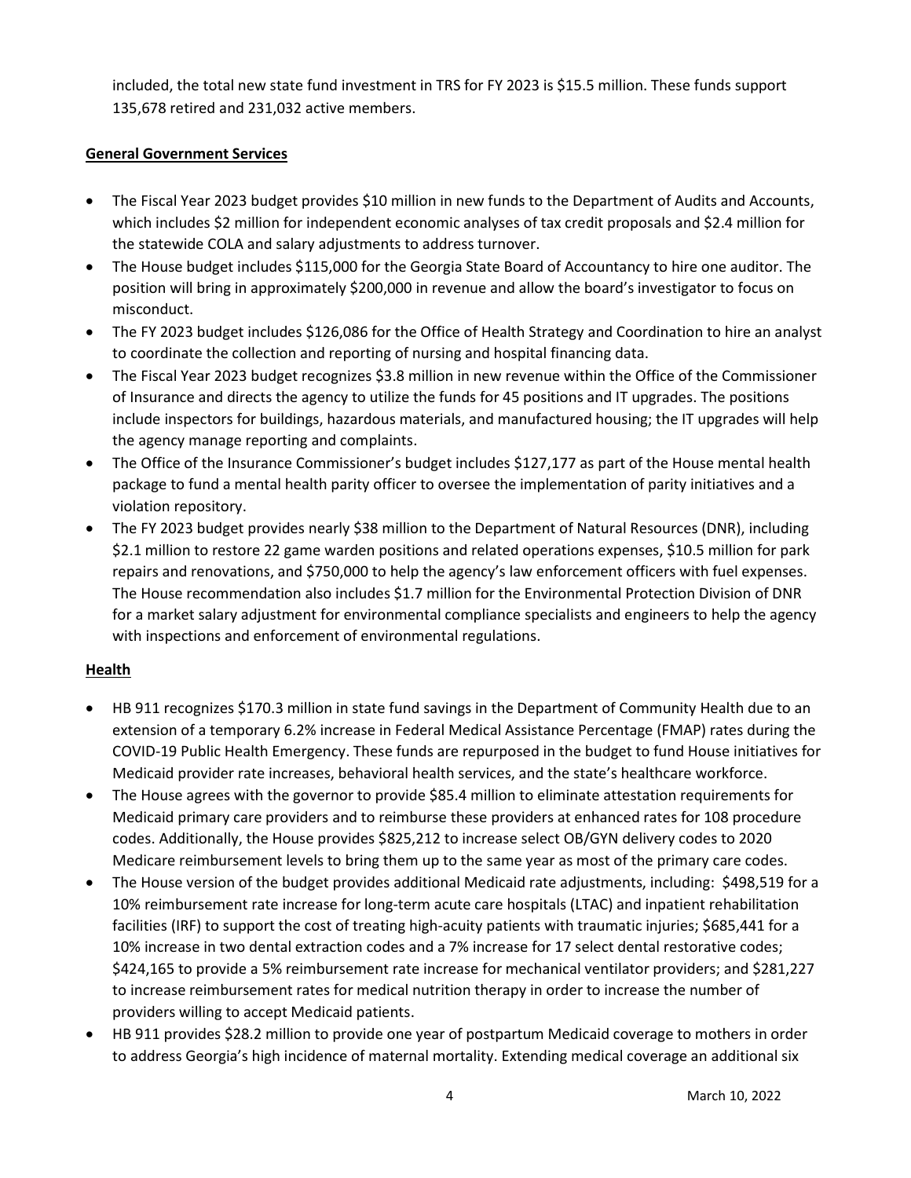included, the total new state fund investment in TRS for FY 2023 is $15.5 million. These funds support 135,678 retired and 231,032 active members.

**General Government Services**

- The Fiscal Year 2023 budget provides $10 million in new funds to the Department of Audits and Accounts, which includes $2 million for independent economic analyses of tax credit proposals and $2.4 million for the statewide COLA and salary adjustments to address turnover.
- The House budget includes $115,000 for the Georgia State Board of Accountancy to hire one auditor. The position will bring in approximately $200,000 in revenue and allow the board's investigator to focus on misconduct.
- The FY 2023 budget includes $126,086 for the Office of Health Strategy and Coordination to hire an analyst to coordinate the collection and reporting of nursing and hospital financing data.
- The Fiscal Year 2023 budget recognizes $3.8 million in new revenue within the Office of the Commissioner of Insurance and directs the agency to utilize the funds for 45 positions and IT upgrades. The positions include inspectors for buildings, hazardous materials, and manufactured housing; the IT upgrades will help the agency manage reporting and complaints.
- The Office of the Insurance Commissioner's budget includes $127,177 as part of the House mental health package to fund a mental health parity officer to oversee the implementation of parity initiatives and a violation repository.
- The FY 2023 budget provides nearly $38 million to the Department of Natural Resources (DNR), including $2.1 million to restore 22 game warden positions and related operations expenses, $10.5 million for park repairs and renovations, and $750,000 to help the agency's law enforcement officers with fuel expenses. The House recommendation also includes $1.7 million for the Environmental Protection Division of DNR for a market salary adjustment for environmental compliance specialists and engineers to help the agency with inspections and enforcement of environmental regulations.

**Health**

- HB 911 recognizes $170.3 million in state fund savings in the Department of Community Health due to an extension of a temporary 6.2% increase in Federal Medical Assistance Percentage (FMAP) rates during the COVID-19 Public Health Emergency. These funds are repurposed in the budget to fund House initiatives for Medicaid provider rate increases, behavioral health services, and the state's healthcare workforce.
- The House agrees with the governor to provide $85.4 million to eliminate attestation requirements for Medicaid primary care providers and to reimburse these providers at enhanced rates for 108 procedure codes. Additionally, the House provides $825,212 to increase select OB/GYN delivery codes to 2020 Medicare reimbursement levels to bring them up to the same year as most of the primary care codes.
- The House version of the budget provides additional Medicaid rate adjustments, including: $498,519 for a 10% reimbursement rate increase for long-term acute care hospitals (LTAC) and inpatient rehabilitation facilities (IRF) to support the cost of treating high-acuity patients with traumatic injuries; $685,441 for a 10% increase in two dental extraction codes and a 7% increase for 17 select dental restorative codes; $424,165 to provide a 5% reimbursement rate increase for mechanical ventilator providers; and $281,227 to increase reimbursement rates for medical nutrition therapy in order to increase the number of providers willing to accept Medicaid patients.
- HB 911 provides $28.2 million to provide one year of postpartum Medicaid coverage to mothers in order to address Georgia's high incidence of maternal mortality. Extending medical coverage an additional six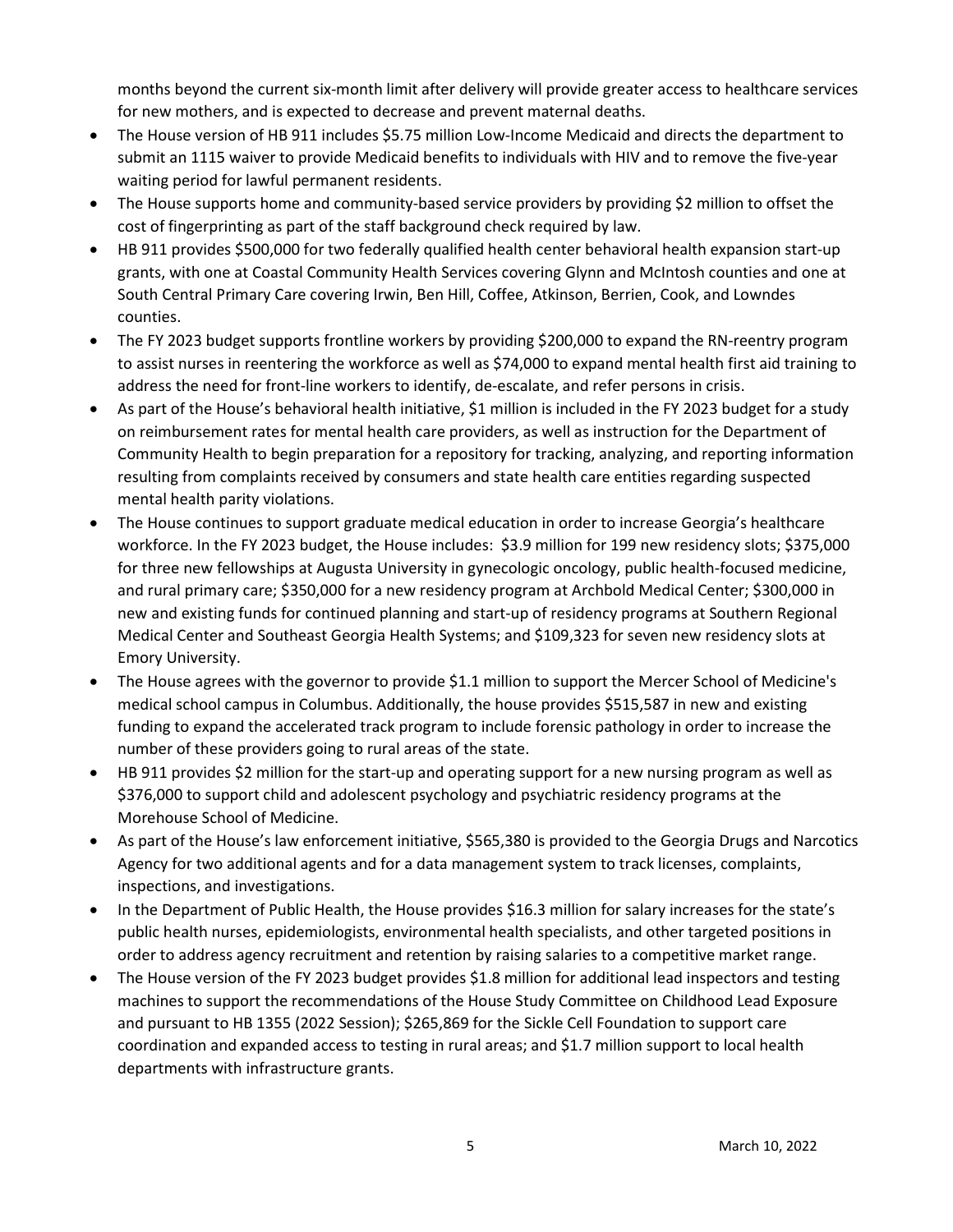months beyond the current six-month limit after delivery will provide greater access to healthcare services for new mothers, and is expected to decrease and prevent maternal deaths.

- The House version of HB 911 includes $5.75 million Low-Income Medicaid and directs the department to submit an 1115 waiver to provide Medicaid benefits to individuals with HIV and to remove the five-year waiting period for lawful permanent residents.
- The House supports home and community-based service providers by providing $2 million to offset the cost of fingerprinting as part of the staff background check required by law.
- HB 911 provides $500,000 for two federally qualified health center behavioral health expansion start-up grants, with one at Coastal Community Health Services covering Glynn and McIntosh counties and one at South Central Primary Care covering Irwin, Ben Hill, Coffee, Atkinson, Berrien, Cook, and Lowndes counties.
- The FY 2023 budget supports frontline workers by providing $200,000 to expand the RN-reentry program to assist nurses in reentering the workforce as well as $74,000 to expand mental health first aid training to address the need for front-line workers to identify, de-escalate, and refer persons in crisis.
- As part of the House's behavioral health initiative, $1 million is included in the FY 2023 budget for a study on reimbursement rates for mental health care providers, as well as instruction for the Department of Community Health to begin preparation for a repository for tracking, analyzing, and reporting information resulting from complaints received by consumers and state health care entities regarding suspected mental health parity violations.
- The House continues to support graduate medical education in order to increase Georgia's healthcare workforce. In the FY 2023 budget, the House includes: $3.9 million for 199 new residency slots; $375,000 for three new fellowships at Augusta University in gynecologic oncology, public health-focused medicine, and rural primary care; $350,000 for a new residency program at Archbold Medical Center; $300,000 in new and existing funds for continued planning and start-up of residency programs at Southern Regional Medical Center and Southeast Georgia Health Systems; and $109,323 for seven new residency slots at Emory University.
- The House agrees with the governor to provide $1.1 million to support the Mercer School of Medicine's medical school campus in Columbus. Additionally, the house provides $515,587 in new and existing funding to expand the accelerated track program to include forensic pathology in order to increase the number of these providers going to rural areas of the state.
- HB 911 provides $2 million for the start-up and operating support for a new nursing program as well as $376,000 to support child and adolescent psychology and psychiatric residency programs at the Morehouse School of Medicine.
- As part of the House's law enforcement initiative, $565,380 is provided to the Georgia Drugs and Narcotics Agency for two additional agents and for a data management system to track licenses, complaints, inspections, and investigations.
- In the Department of Public Health, the House provides $16.3 million for salary increases for the state's public health nurses, epidemiologists, environmental health specialists, and other targeted positions in order to address agency recruitment and retention by raising salaries to a competitive market range.
- The House version of the FY 2023 budget provides $1.8 million for additional lead inspectors and testing machines to support the recommendations of the House Study Committee on Childhood Lead Exposure and pursuant to HB 1355 (2022 Session); $265,869 for the Sickle Cell Foundation to support care coordination and expanded access to testing in rural areas; and $1.7 million support to local health departments with infrastructure grants.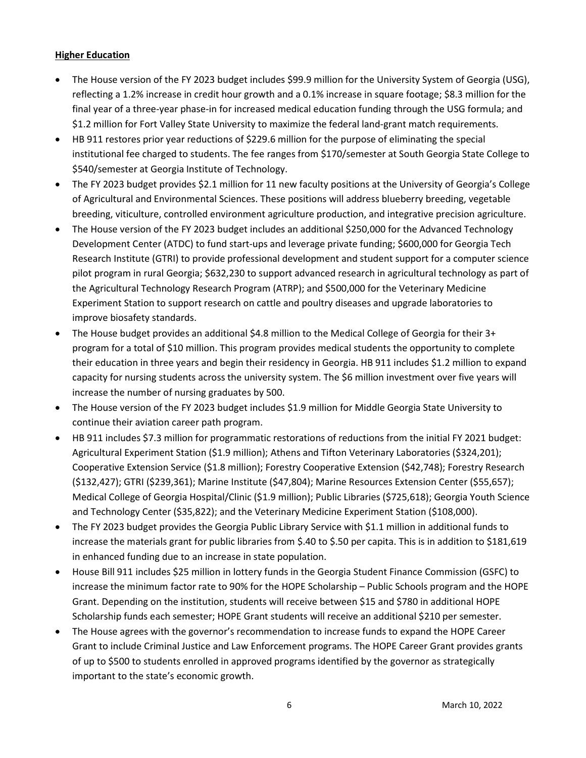**Higher Education**

- The House version of the FY 2023 budget includes $99.9 million for the University System of Georgia (USG), reflecting a 1.2% increase in credit hour growth and a 0.1% increase in square footage; $8.3 million for the final year of a three-year phase-in for increased medical education funding through the USG formula; and $1.2 million for Fort Valley State University to maximize the federal land-grant match requirements.
- HB 911 restores prior year reductions of $229.6 million for the purpose of eliminating the special institutional fee charged to students. The fee ranges from $170/semester at South Georgia State College to $540/semester at Georgia Institute of Technology.
- The FY 2023 budget provides $2.1 million for 11 new faculty positions at the University of Georgia's College of Agricultural and Environmental Sciences. These positions will address blueberry breeding, vegetable breeding, viticulture, controlled environment agriculture production, and integrative precision agriculture.
- The House version of the FY 2023 budget includes an additional $250,000 for the Advanced Technology Development Center (ATDC) to fund start-ups and leverage private funding; $600,000 for Georgia Tech Research Institute (GTRI) to provide professional development and student support for a computer science pilot program in rural Georgia; $632,230 to support advanced research in agricultural technology as part of the Agricultural Technology Research Program (ATRP); and $500,000 for the Veterinary Medicine Experiment Station to support research on cattle and poultry diseases and upgrade laboratories to improve biosafety standards.
- The House budget provides an additional $4.8 million to the Medical College of Georgia for their 3+ program for a total of $10 million. This program provides medical students the opportunity to complete their education in three years and begin their residency in Georgia. HB 911 includes $1.2 million to expand capacity for nursing students across the university system. The $6 million investment over five years will increase the number of nursing graduates by 500.
- The House version of the FY 2023 budget includes $1.9 million for Middle Georgia State University to continue their aviation career path program.
- HB 911 includes $7.3 million for programmatic restorations of reductions from the initial FY 2021 budget: Agricultural Experiment Station ($1.9 million); Athens and Tifton Veterinary Laboratories ($324,201); Cooperative Extension Service ($1.8 million); Forestry Cooperative Extension ($42,748); Forestry Research ($132,427); GTRI ($239,361); Marine Institute ($47,804); Marine Resources Extension Center ($55,657); Medical College of Georgia Hospital/Clinic ($1.9 million); Public Libraries ($725,618); Georgia Youth Science and Technology Center ($35,822); and the Veterinary Medicine Experiment Station ($108,000).
- The FY 2023 budget provides the Georgia Public Library Service with $1.1 million in additional funds to increase the materials grant for public libraries from $.40 to $.50 per capita. This is in addition to $181,619 in enhanced funding due to an increase in state population.
- House Bill 911 includes $25 million in lottery funds in the Georgia Student Finance Commission (GSFC) to increase the minimum factor rate to 90% for the HOPE Scholarship – Public Schools program and the HOPE Grant. Depending on the institution, students will receive between $15 and $780 in additional HOPE Scholarship funds each semester; HOPE Grant students will receive an additional $210 per semester.
- The House agrees with the governor's recommendation to increase funds to expand the HOPE Career Grant to include Criminal Justice and Law Enforcement programs. The HOPE Career Grant provides grants of up to $500 to students enrolled in approved programs identified by the governor as strategically important to the state's economic growth.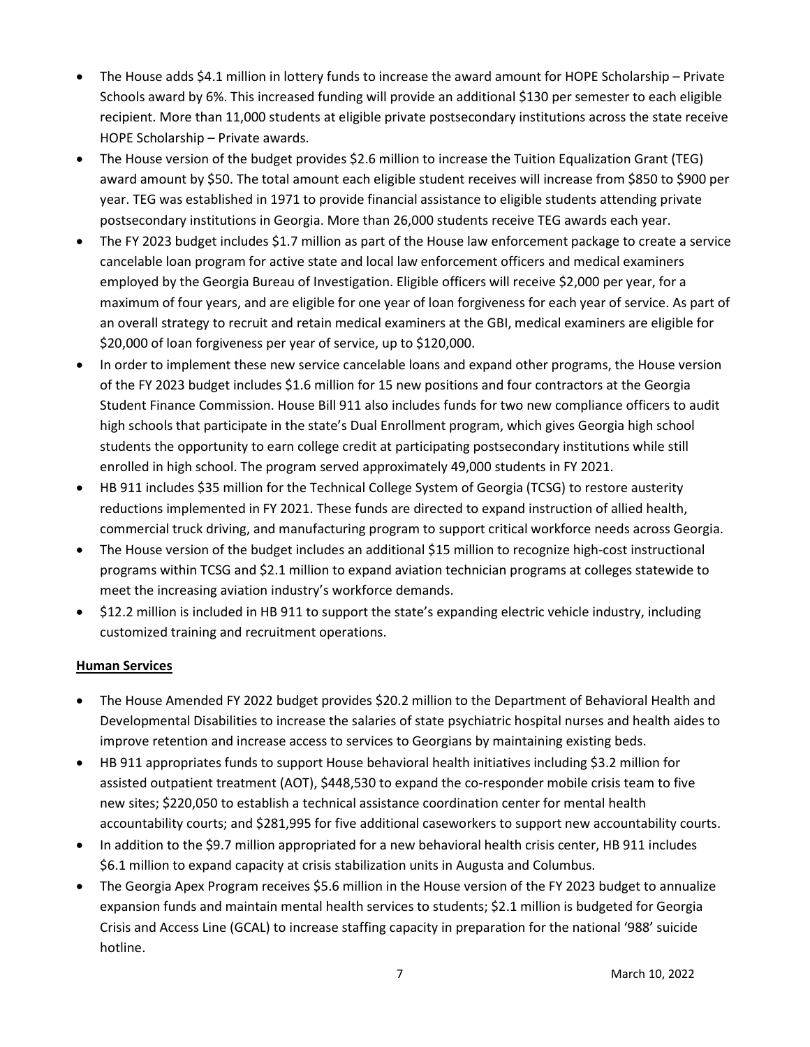- The House adds $4.1 million in lottery funds to increase the award amount for HOPE Scholarship – Private Schools award by 6%. This increased funding will provide an additional $130 per semester to each eligible recipient. More than 11,000 students at eligible private postsecondary institutions across the state receive HOPE Scholarship – Private awards.
- The House version of the budget provides $2.6 million to increase the Tuition Equalization Grant (TEG) award amount by $50. The total amount each eligible student receives will increase from $850 to $900 per year. TEG was established in 1971 to provide financial assistance to eligible students attending private postsecondary institutions in Georgia. More than 26,000 students receive TEG awards each year.
- The FY 2023 budget includes $1.7 million as part of the House law enforcement package to create a service cancelable loan program for active state and local law enforcement officers and medical examiners employed by the Georgia Bureau of Investigation. Eligible officers will receive $2,000 per year, for a maximum of four years, and are eligible for one year of loan forgiveness for each year of service. As part of an overall strategy to recruit and retain medical examiners at the GBI, medical examiners are eligible for $20,000 of loan forgiveness per year of service, up to $120,000.
- In order to implement these new service cancelable loans and expand other programs, the House version of the FY 2023 budget includes $1.6 million for 15 new positions and four contractors at the Georgia Student Finance Commission. House Bill 911 also includes funds for two new compliance officers to audit high schools that participate in the state's Dual Enrollment program, which gives Georgia high school students the opportunity to earn college credit at participating postsecondary institutions while still enrolled in high school. The program served approximately 49,000 students in FY 2021.
- HB 911 includes $35 million for the Technical College System of Georgia (TCSG) to restore austerity reductions implemented in FY 2021. These funds are directed to expand instruction of allied health, commercial truck driving, and manufacturing program to support critical workforce needs across Georgia.
- The House version of the budget includes an additional $15 million to recognize high-cost instructional programs within TCSG and $2.1 million to expand aviation technician programs at colleges statewide to meet the increasing aviation industry's workforce demands.
- $12.2 million is included in HB 911 to support the state's expanding electric vehicle industry, including customized training and recruitment operations.

**Human Services**

- The House Amended FY 2022 budget provides $20.2 million to the Department of Behavioral Health and Developmental Disabilities to increase the salaries of state psychiatric hospital nurses and health aides to improve retention and increase access to services to Georgians by maintaining existing beds.
- HB 911 appropriates funds to support House behavioral health initiatives including $3.2 million for assisted outpatient treatment (AOT), $448,530 to expand the co-responder mobile crisis team to five new sites; $220,050 to establish a technical assistance coordination center for mental health accountability courts; and $281,995 for five additional caseworkers to support new accountability courts.
- In addition to the $9.7 million appropriated for a new behavioral health crisis center, HB 911 includes $6.1 million to expand capacity at crisis stabilization units in Augusta and Columbus.
- The Georgia Apex Program receives $5.6 million in the House version of the FY 2023 budget to annualize expansion funds and maintain mental health services to students; $2.1 million is budgeted for Georgia Crisis and Access Line (GCAL) to increase staffing capacity in preparation for the national '988' suicide hotline.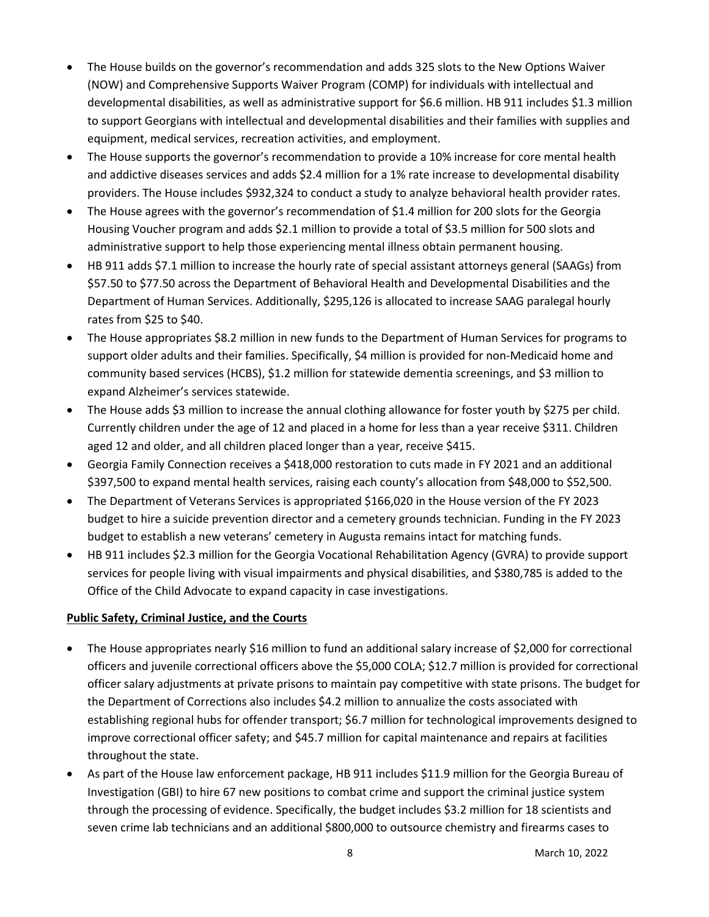- The House builds on the governor's recommendation and adds 325 slots to the New Options Waiver (NOW) and Comprehensive Supports Waiver Program (COMP) for individuals with intellectual and developmental disabilities, as well as administrative support for $6.6 million. HB 911 includes $1.3 million to support Georgians with intellectual and developmental disabilities and their families with supplies and equipment, medical services, recreation activities, and employment.
- The House supports the governor's recommendation to provide a 10% increase for core mental health and addictive diseases services and adds $2.4 million for a 1% rate increase to developmental disability providers. The House includes $932,324 to conduct a study to analyze behavioral health provider rates.
- The House agrees with the governor's recommendation of $1.4 million for 200 slots for the Georgia Housing Voucher program and adds $2.1 million to provide a total of $3.5 million for 500 slots and administrative support to help those experiencing mental illness obtain permanent housing.
- HB 911 adds $7.1 million to increase the hourly rate of special assistant attorneys general (SAAGs) from $57.50 to $77.50 across the Department of Behavioral Health and Developmental Disabilities and the Department of Human Services. Additionally, $295,126 is allocated to increase SAAG paralegal hourly rates from $25 to $40.
- The House appropriates $8.2 million in new funds to the Department of Human Services for programs to support older adults and their families. Specifically, $4 million is provided for non-Medicaid home and community based services (HCBS), $1.2 million for statewide dementia screenings, and $3 million to expand Alzheimer's services statewide.
- The House adds $3 million to increase the annual clothing allowance for foster youth by $275 per child. Currently children under the age of 12 and placed in a home for less than a year receive $311. Children aged 12 and older, and all children placed longer than a year, receive $415.
- Georgia Family Connection receives a $418,000 restoration to cuts made in FY 2021 and an additional $397,500 to expand mental health services, raising each county's allocation from $48,000 to $52,500.
- The Department of Veterans Services is appropriated $166,020 in the House version of the FY 2023 budget to hire a suicide prevention director and a cemetery grounds technician. Funding in the FY 2023 budget to establish a new veterans' cemetery in Augusta remains intact for matching funds.
- HB 911 includes $2.3 million for the Georgia Vocational Rehabilitation Agency (GVRA) to provide support services for people living with visual impairments and physical disabilities, and $380,785 is added to the Office of the Child Advocate to expand capacity in case investigations.

**Public Safety, Criminal Justice, and the Courts**

- The House appropriates nearly $16 million to fund an additional salary increase of $2,000 for correctional officers and juvenile correctional officers above the $5,000 COLA; $12.7 million is provided for correctional officer salary adjustments at private prisons to maintain pay competitive with state prisons. The budget for the Department of Corrections also includes $4.2 million to annualize the costs associated with establishing regional hubs for offender transport; $6.7 million for technological improvements designed to improve correctional officer safety; and $45.7 million for capital maintenance and repairs at facilities throughout the state.
- As part of the House law enforcement package, HB 911 includes $11.9 million for the Georgia Bureau of Investigation (GBI) to hire 67 new positions to combat crime and support the criminal justice system through the processing of evidence. Specifically, the budget includes $3.2 million for 18 scientists and seven crime lab technicians and an additional $800,000 to outsource chemistry and firearms cases to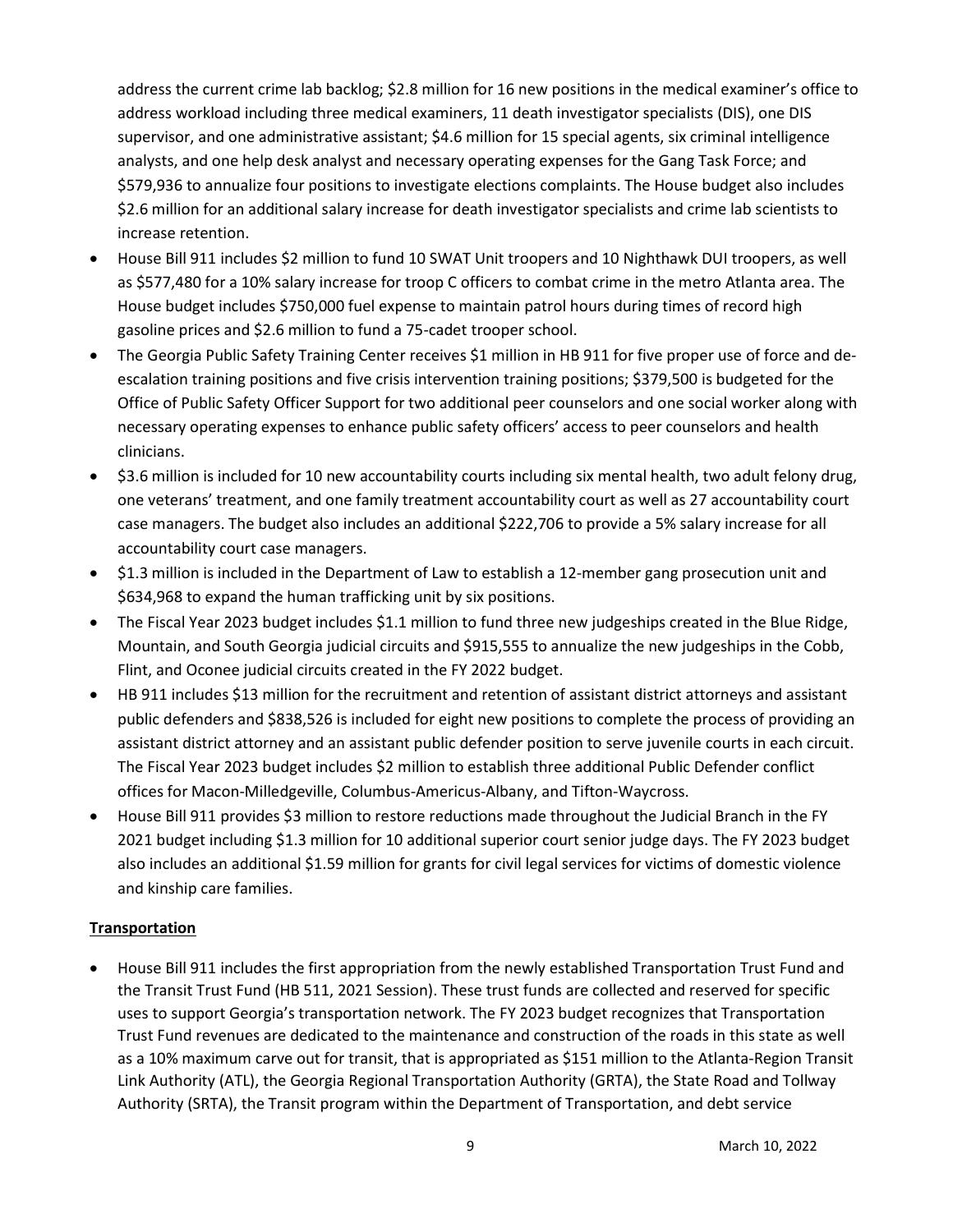address the current crime lab backlog; $2.8 million for 16 new positions in the medical examiner's office to address workload including three medical examiners, 11 death investigator specialists (DIS), one DIS supervisor, and one administrative assistant; $4.6 million for 15 special agents, six criminal intelligence analysts, and one help desk analyst and necessary operating expenses for the Gang Task Force; and $579,936 to annualize four positions to investigate elections complaints. The House budget also includes $2.6 million for an additional salary increase for death investigator specialists and crime lab scientists to increase retention.

- House Bill 911 includes $2 million to fund 10 SWAT Unit troopers and 10 Nighthawk DUI troopers, as well as $577,480 for a 10% salary increase for troop C officers to combat crime in the metro Atlanta area. The House budget includes $750,000 fuel expense to maintain patrol hours during times of record high gasoline prices and $2.6 million to fund a 75-cadet trooper school.
- The Georgia Public Safety Training Center receives $1 million in HB 911 for five proper use of force and de-escalation training positions and five crisis intervention training positions; $379,500 is budgeted for the Office of Public Safety Officer Support for two additional peer counselors and one social worker along with necessary operating expenses to enhance public safety officers' access to peer counselors and health clinicians.
- $3.6 million is included for 10 new accountability courts including six mental health, two adult felony drug, one veterans' treatment, and one family treatment accountability court as well as 27 accountability court case managers. The budget also includes an additional $222,706 to provide a 5% salary increase for all accountability court case managers.
- $1.3 million is included in the Department of Law to establish a 12-member gang prosecution unit and $634,968 to expand the human trafficking unit by six positions.
- The Fiscal Year 2023 budget includes $1.1 million to fund three new judgeships created in the Blue Ridge, Mountain, and South Georgia judicial circuits and $915,555 to annualize the new judgeships in the Cobb, Flint, and Oconee judicial circuits created in the FY 2022 budget.
- HB 911 includes $13 million for the recruitment and retention of assistant district attorneys and assistant public defenders and $838,526 is included for eight new positions to complete the process of providing an assistant district attorney and an assistant public defender position to serve juvenile courts in each circuit. The Fiscal Year 2023 budget includes $2 million to establish three additional Public Defender conflict offices for Macon-Milledgeville, Columbus-Americus-Albany, and Tifton-Waycross.
- House Bill 911 provides $3 million to restore reductions made throughout the Judicial Branch in the FY 2021 budget including $1.3 million for 10 additional superior court senior judge days. The FY 2023 budget also includes an additional $1.59 million for grants for civil legal services for victims of domestic violence and kinship care families.

**Transportation**

- House Bill 911 includes the first appropriation from the newly established Transportation Trust Fund and the Transit Trust Fund (HB 511, 2021 Session). These trust funds are collected and reserved for specific uses to support Georgia's transportation network. The FY 2023 budget recognizes that Transportation Trust Fund revenues are dedicated to the maintenance and construction of the roads in this state as well as a 10% maximum carve out for transit, that is appropriated as $151 million to the Atlanta-Region Transit Link Authority (ATL), the Georgia Regional Transportation Authority (GRTA), the State Road and Tollway Authority (SRTA), the Transit program within the Department of Transportation, and debt service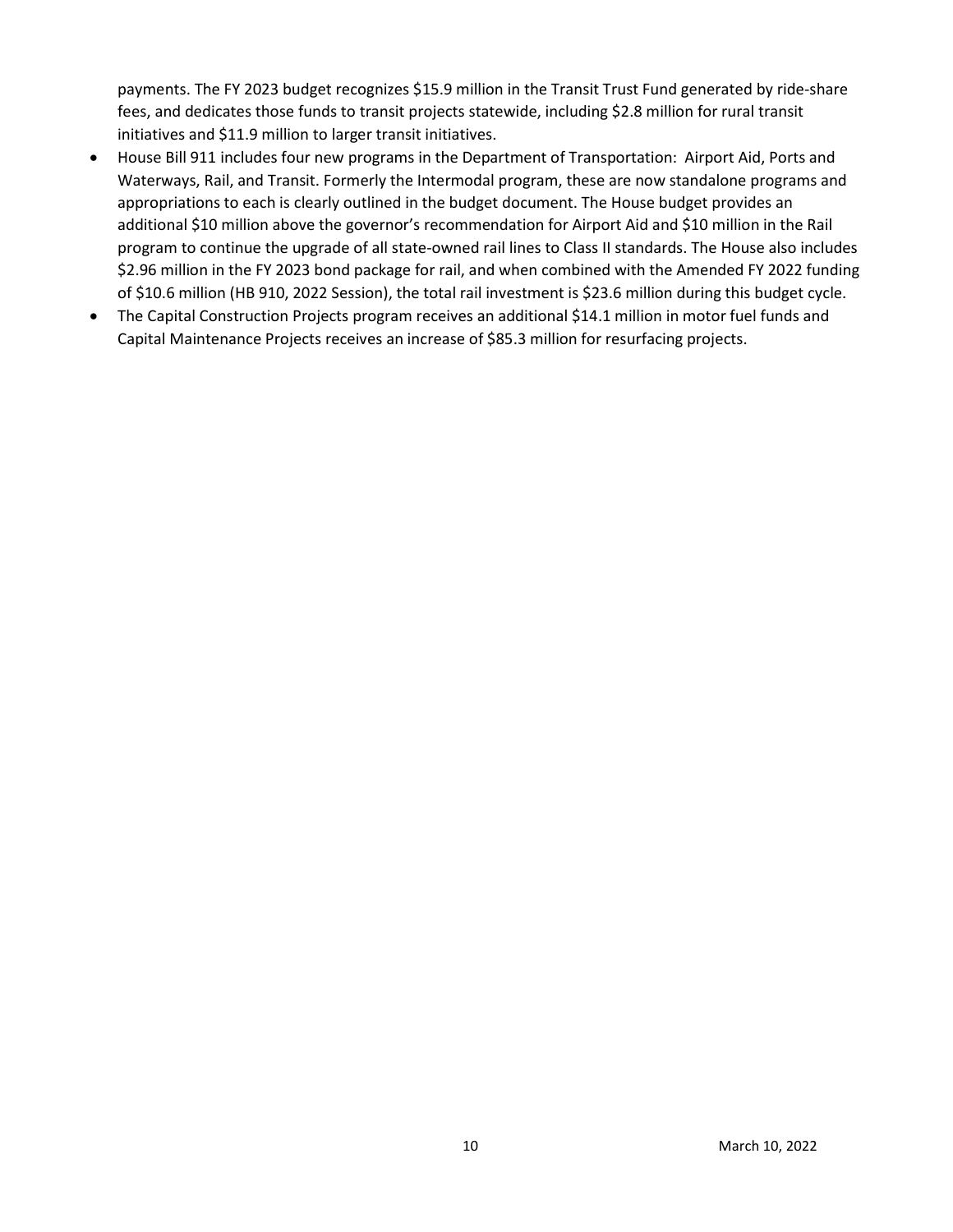payments. The FY 2023 budget recognizes $15.9 million in the Transit Trust Fund generated by ride-share fees, and dedicates those funds to transit projects statewide, including $2.8 million for rural transit initiatives and $11.9 million to larger transit initiatives.

- House Bill 911 includes four new programs in the Department of Transportation: Airport Aid, Ports and Waterways, Rail, and Transit. Formerly the Intermodal program, these are now standalone programs and appropriations to each is clearly outlined in the budget document. The House budget provides an additional $10 million above the governor's recommendation for Airport Aid and $10 million in the Rail program to continue the upgrade of all state-owned rail lines to Class II standards. The House also includes $2.96 million in the FY 2023 bond package for rail, and when combined with the Amended FY 2022 funding of $10.6 million (HB 910, 2022 Session), the total rail investment is $23.6 million during this budget cycle.
- The Capital Construction Projects program receives an additional $14.1 million in motor fuel funds and Capital Maintenance Projects receives an increase of $85.3 million for resurfacing projects.